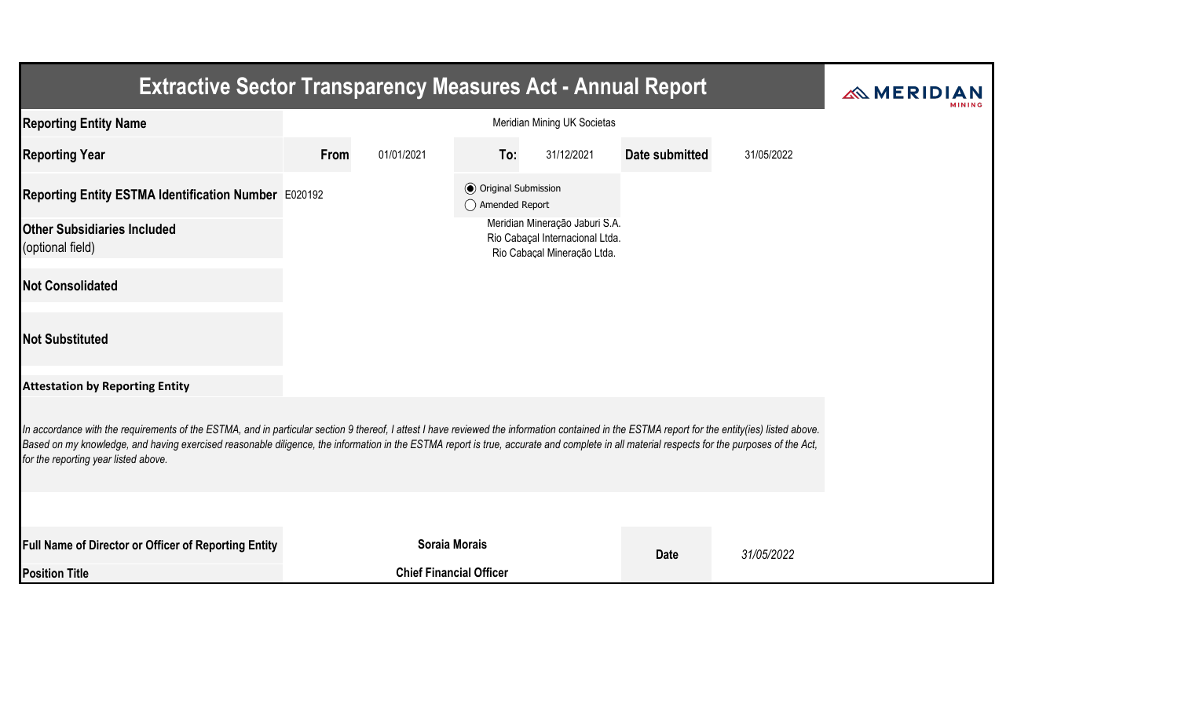# Extractive Sector Transparency Measures Act - Annual Report

MERIDIAN MINING

| | | | | | | |
|---|---|---|---|---|---|---|
| **Reporting Entity Name** | Meridian Mining UK Societas | | | | | |
| **Reporting Year** | **From** | 01/01/2021 | **To:** | 31/12/2021 | **Date submitted** | 31/05/2022 |
| **Reporting Entity ESTMA Identification Number** | E020192 | | ◉ Original Submission<br>◯ Amended Report | | | |
| **Other Subsidiaries Included** (optional field) | | | Meridian Mineração Jaburi S.A.<br>Rio Cabaçal Internacional Ltda.<br>Rio Cabaçal Mineração Ltda. | | | |
| **Not Consolidated** | | | | | | |
| **Not Substituted** | | | | | | |

**Attestation by Reporting Entity**

*In accordance with the requirements of the ESTMA, and in particular section 9 thereof, I attest I have reviewed the information contained in the ESTMA report for the entity(ies) listed above. Based on my knowledge, and having exercised reasonable diligence, the information in the ESTMA report is true, accurate and complete in all material respects for the purposes of the Act, for the reporting year listed above.*

| | | | |
|---|---|---|---|
| **Full Name of Director or Officer of Reporting Entity** | **Soraia Morais** | **Date** | *31/05/2022* |
| **Position Title** | **Chief Financial Officer** | | |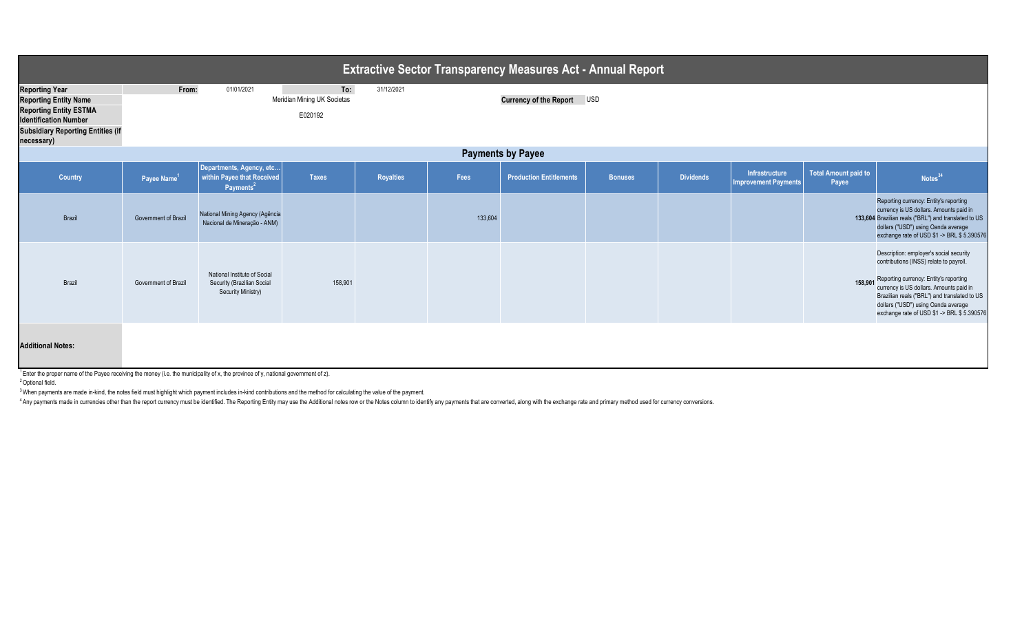# Extractive Sector Transparency Measures Act - Annual Report

| | | | | | |
|---|---|---|---|---|---|
| **Reporting Year** | From: | 01/01/2021 | To: | 31/12/2021 | |
| **Reporting Entity Name** | | Meridian Mining UK Societas | | **Currency of the Report** | USD |
| **Reporting Entity ESTMA Identification Number** | | E020192 | | | |
| **Subsidiary Reporting Entities (if necessary)** | | | | | |

## Payments by Payee

| Country | Payee Name[1] | Departments, Agency, etc… within Payee that Received Payments[2] | Taxes | Royalties | Fees | Production Entitlements | Bonuses | Dividends | Infrastructure Improvement Payments | Total Amount paid to Payee | Notes[34] |
|---|---|---|---|---|---|---|---|---|---|---|---|
| Brazil | Government of Brazil | National Mining Agency (Agência Nacional de Mineração - ANM) | | | 133,604 | | | | | **133,604** | Reporting currency: Entity's reporting currency is US dollars. Amounts paid in Brazilian reals ("BRL") and translated to US dollars ("USD") using Oanda average exchange rate of USD $1 -> BRL $ 5.390576 |
| Brazil | Government of Brazil | National Institute of Social Security (Brazilian Social Security Ministry) | 158,901 | | | | | | | **158,901** | Description: employer's social security contributions (INSS) relate to payroll. Reporting currency: Entity's reporting currency is US dollars. Amounts paid in Brazilian reals ("BRL") and translated to US dollars ("USD") using Oanda average exchange rate of USD $1 -> BRL $ 5.390576 |
| **Additional Notes:** | | | | | | | | | | | |

[1] Enter the proper name of the Payee receiving the money (i.e. the municipality of x, the province of y, national government of z).

[2] Optional field.

[3] When payments are made in-kind, the notes field must highlight which payment includes in-kind contributions and the method for calculating the value of the payment.

[4] Any payments made in currencies other than the report currency must be identified. The Reporting Entity may use the Additional notes row or the Notes column to identify any payments that are converted, along with the exchange rate and primary method used for currency conversions.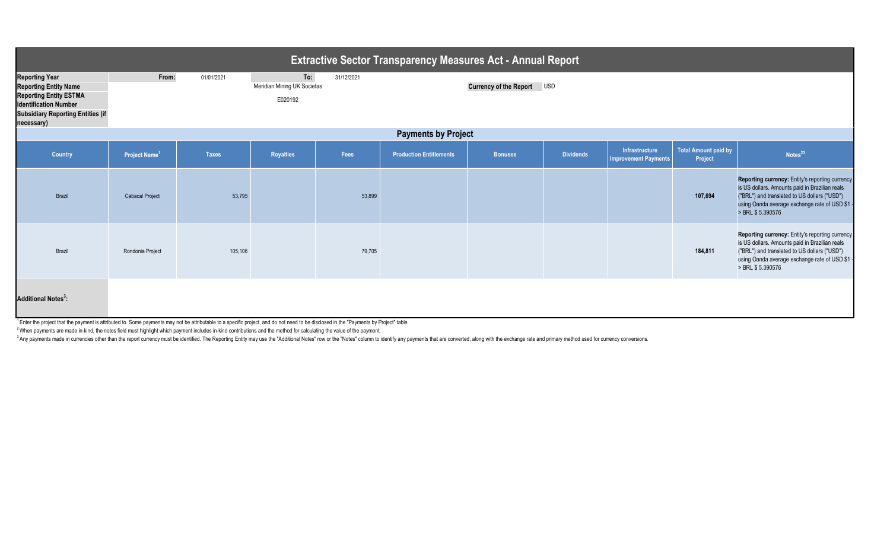# Extractive Sector Transparency Measures Act - Annual Report

| | | | |
|---|---|---|---|
| **Reporting Year** | From: 01/01/2021 | To: 31/12/2021 | |
| **Reporting Entity Name** | Meridian Mining UK Societas | | **Currency of the Report** USD |
| **Reporting Entity ESTMA Identification Number** | E020192 | | |
| **Subsidiary Reporting Entities (if necessary)** | | | |

## Payments by Project

| Country | Project Name[1] | Taxes | Royalties | Fees | Production Entitlements | Bonuses | Dividends | Infrastructure Improvement Payments | Total Amount paid by Project | Notes[23] |
|---|---|---|---|---|---|---|---|---|---|---|
| Brazil | Cabacal Project | 53,795 | | 53,899 | | | | | **107,694** | **Reporting currency:** Entity's reporting currency is US dollars. Amounts paid in Brazilian reals ("BRL") and translated to US dollars ("USD") using Oanda average exchange rate of USD $1 -> BRL $ 5.390576 |
| Brazil | Rondonia Project | 105,106 | | 79,705 | | | | | **184,811** | **Reporting currency:** Entity's reporting currency is US dollars. Amounts paid in Brazilian reals ("BRL") and translated to US dollars ("USD") using Oanda average exchange rate of USD $1 -> BRL $ 5.390576 |

**Additional Notes[3]:**

[1] Enter the project that the payment is attributed to. Some payments may not be attributable to a specific project, and do not need to be disclosed in the "Payments by Project" table.

[2] When payments are made in-kind, the notes field must highlight which payment includes in-kind contributions and the method for calculating the value of the payment.

[3] Any payments made in currencies other than the report currency must be identified. The Reporting Entity may use the "Additional Notes" row or the "Notes" column to identify any payments that are converted, along with the exchange rate and primary method used for currency conversions.